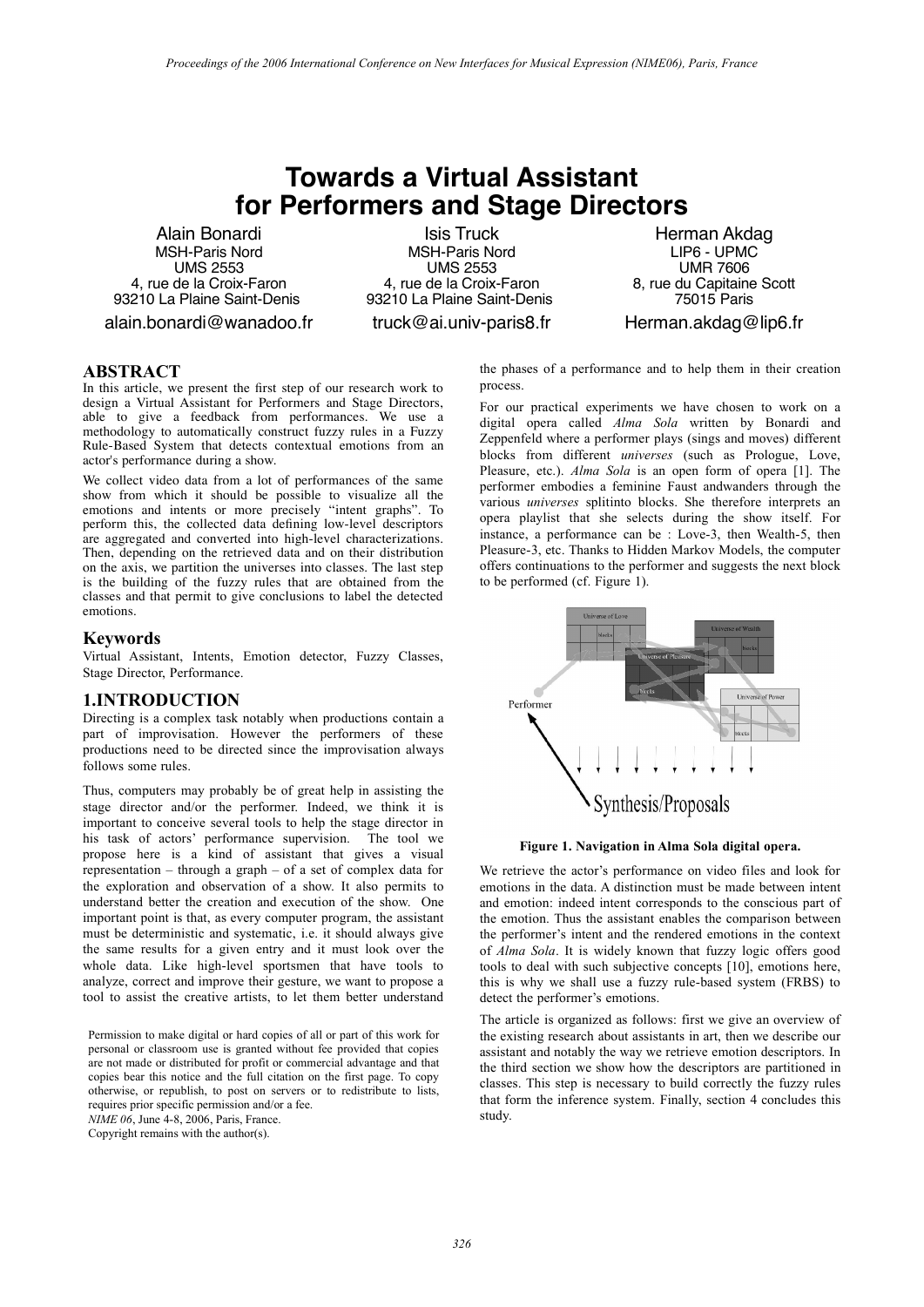# Towards a Virtual Assistant for Performers and Stage Directors

Alain Bonardi
MSH-Paris Nord
UMS 2553
4, rue de la Croix-Faron
93210 La Plaine Saint-Denis
alain.bonardi@wanadoo.fr

Isis Truck
MSH-Paris Nord
UMS 2553
4, rue de la Croix-Faron
93210 La Plaine Saint-Denis
truck@ai.univ-paris8.fr

Herman Akdag
LIP6 - UPMC
UMR 7606
8, rue du Capitaine Scott
75015 Paris
Herman.akdag@lip6.fr

## ABSTRACT

In this article, we present the first step of our research work to design a Virtual Assistant for Performers and Stage Directors, able to give a feedback from performances. We use a methodology to automatically construct fuzzy rules in a Fuzzy Rule-Based System that detects contextual emotions from an actor's performance during a show.

We collect video data from a lot of performances of the same show from which it should be possible to visualize all the emotions and intents or more precisely "intent graphs". To perform this, the collected data defining low-level descriptors are aggregated and converted into high-level characterizations. Then, depending on the retrieved data and on their distribution on the axis, we partition the universes into classes. The last step is the building of the fuzzy rules that are obtained from the classes and that permit to give conclusions to label the detected emotions.

## Keywords

Virtual Assistant, Intents, Emotion detector, Fuzzy Classes, Stage Director, Performance.

## 1.INTRODUCTION

Directing is a complex task notably when productions contain a part of improvisation. However the performers of these productions need to be directed since the improvisation always follows some rules.

Thus, computers may probably be of great help in assisting the stage director and/or the performer. Indeed, we think it is important to conceive several tools to help the stage director in his task of actors' performance supervision. The tool we propose here is a kind of assistant that gives a visual representation – through a graph – of a set of complex data for the exploration and observation of a show. It also permits to understand better the creation and execution of the show. One important point is that, as every computer program, the assistant must be deterministic and systematic, i.e. it should always give the same results for a given entry and it must look over the whole data. Like high-level sportsmen that have tools to analyze, correct and improve their gesture, we want to propose a tool to assist the creative artists, to let them better understand the phases of a performance and to help them in their creation process.

Permission to make digital or hard copies of all or part of this work for personal or classroom use is granted without fee provided that copies are not made or distributed for profit or commercial advantage and that copies bear this notice and the full citation on the first page. To copy otherwise, or republish, to post on servers or to redistribute to lists, requires prior specific permission and/or a fee.
*NIME 06*, June 4-8, 2006, Paris, France.
Copyright remains with the author(s).

For our practical experiments we have chosen to work on a digital opera called *Alma Sola* written by Bonardi and Zeppenfeld where a performer plays (sings and moves) different blocks from different *universes* (such as Prologue, Love, Pleasure, etc.). *Alma Sola* is an open form of opera [1]. The performer embodies a feminine Faust andwanders through the various *universes* splitinto blocks. She therefore interprets an opera playlist that she selects during the show itself. For instance, a performance can be : Love-3, then Wealth-5, then Pleasure-3, etc. Thanks to Hidden Markov Models, the computer offers continuations to the performer and suggests the next block to be performed (cf. Figure 1).

**Figure 1. Navigation in Alma Sola digital opera.**

We retrieve the actor's performance on video files and look for emotions in the data. A distinction must be made between intent and emotion: indeed intent corresponds to the conscious part of the emotion. Thus the assistant enables the comparison between the performer's intent and the rendered emotions in the context of *Alma Sola*. It is widely known that fuzzy logic offers good tools to deal with such subjective concepts [10], emotions here, this is why we shall use a fuzzy rule-based system (FRBS) to detect the performer's emotions.

The article is organized as follows: first we give an overview of the existing research about assistants in art, then we describe our assistant and notably the way we retrieve emotion descriptors. In the third section we show how the descriptors are partitioned in classes. This step is necessary to build correctly the fuzzy rules that form the inference system. Finally, section 4 concludes this study.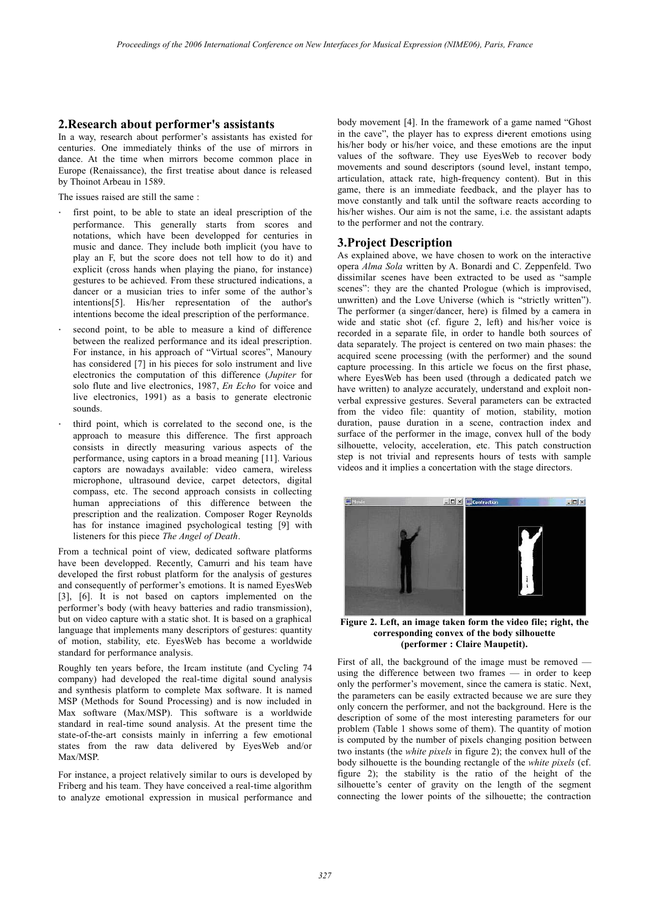## 2.Research about performer's assistants

In a way, research about performer's assistants has existed for centuries. One immediately thinks of the use of mirrors in dance. At the time when mirrors become common place in Europe (Renaissance), the first treatise about dance is released by Thoinot Arbeau in 1589.

The issues raised are still the same :

- first point, to be able to state an ideal prescription of the performance. This generally starts from scores and notations, which have been developped for centuries in music and dance. They include both implicit (you have to play an F, but the score does not tell how to do it) and explicit (cross hands when playing the piano, for instance) gestures to be achieved. From these structured indications, a dancer or a musician tries to infer some of the author's intentions[5]. His/her representation of the author's intentions become the ideal prescription of the performance.
- second point, to be able to measure a kind of difference between the realized performance and its ideal prescription. For instance, in his approach of "Virtual scores", Manoury has considered [7] in his pieces for solo instrument and live electronics the computation of this difference (*Jupiter* for solo flute and live electronics, 1987, *En Echo* for voice and live electronics, 1991) as a basis to generate electronic sounds.
- third point, which is correlated to the second one, is the approach to measure this difference. The first approach consists in directly measuring various aspects of the performance, using captors in a broad meaning [11]. Various captors are nowadays available: video camera, wireless microphone, ultrasound device, carpet detectors, digital compass, etc. The second approach consists in collecting human appreciations of this difference between the prescription and the realization. Composer Roger Reynolds has for instance imagined psychological testing [9] with listeners for this piece *The Angel of Death*.

From a technical point of view, dedicated software platforms have been developped. Recently, Camurri and his team have developed the first robust platform for the analysis of gestures and consequently of performer's emotions. It is named EyesWeb [3], [6]. It is not based on captors implemented on the performer's body (with heavy batteries and radio transmission), but on video capture with a static shot. It is based on a graphical language that implements many descriptors of gestures: quantity of motion, stability, etc. EyesWeb has become a worldwide standard for performance analysis.

Roughly ten years before, the Ircam institute (and Cycling 74 company) had developed the real-time digital sound analysis and synthesis platform to complete Max software. It is named MSP (Methods for Sound Processing) and is now included in Max software (Max/MSP). This software is a worldwide standard in real-time sound analysis. At the present time the state-of-the-art consists mainly in inferring a few emotional states from the raw data delivered by EyesWeb and/or Max/MSP.

For instance, a project relatively similar to ours is developed by Friberg and his team. They have conceived a real-time algorithm to analyze emotional expression in musical performance and body movement [4]. In the framework of a game named "Ghost in the cave", the player has to express di•erent emotions using his/her body or his/her voice, and these emotions are the input values of the software. They use EyesWeb to recover body movements and sound descriptors (sound level, instant tempo, articulation, attack rate, high-frequency content). But in this game, there is an immediate feedback, and the player has to move constantly and talk until the software reacts according to his/her wishes. Our aim is not the same, i.e. the assistant adapts to the performer and not the contrary.

## 3.Project Description

As explained above, we have chosen to work on the interactive opera *Alma Sola* written by A. Bonardi and C. Zeppenfeld. Two dissimilar scenes have been extracted to be used as "sample scenes": they are the chanted Prologue (which is improvised, unwritten) and the Love Universe (which is "strictly written"). The performer (a singer/dancer, here) is filmed by a camera in wide and static shot (cf. figure 2, left) and his/her voice is recorded in a separate file, in order to handle both sources of data separately. The project is centered on two main phases: the acquired scene processing (with the performer) and the sound capture processing. In this article we focus on the first phase, where EyesWeb has been used (through a dedicated patch we have written) to analyze accurately, understand and exploit non-verbal expressive gestures. Several parameters can be extracted from the video file: quantity of motion, stability, motion duration, pause duration in a scene, contraction index and surface of the performer in the image, convex hull of the body silhouette, velocity, acceleration, etc. This patch construction step is not trivial and represents hours of tests with sample videos and it implies a concertation with the stage directors.

**Figure 2. Left, an image taken form the video file; right, the corresponding convex of the body silhouette (performer : Claire Maupetit).**

First of all, the background of the image must be removed — using the difference between two frames — in order to keep only the performer's movement, since the camera is static. Next, the parameters can be easily extracted because we are sure they only concern the performer, and not the background. Here is the description of some of the most interesting parameters for our problem (Table 1 shows some of them). The quantity of motion is computed by the number of pixels changing position between two instants (the *white pixels* in figure 2); the convex hull of the body silhouette is the bounding rectangle of the *white pixels* (cf. figure 2); the stability is the ratio of the height of the silhouette's center of gravity on the length of the segment connecting the lower points of the silhouette; the contraction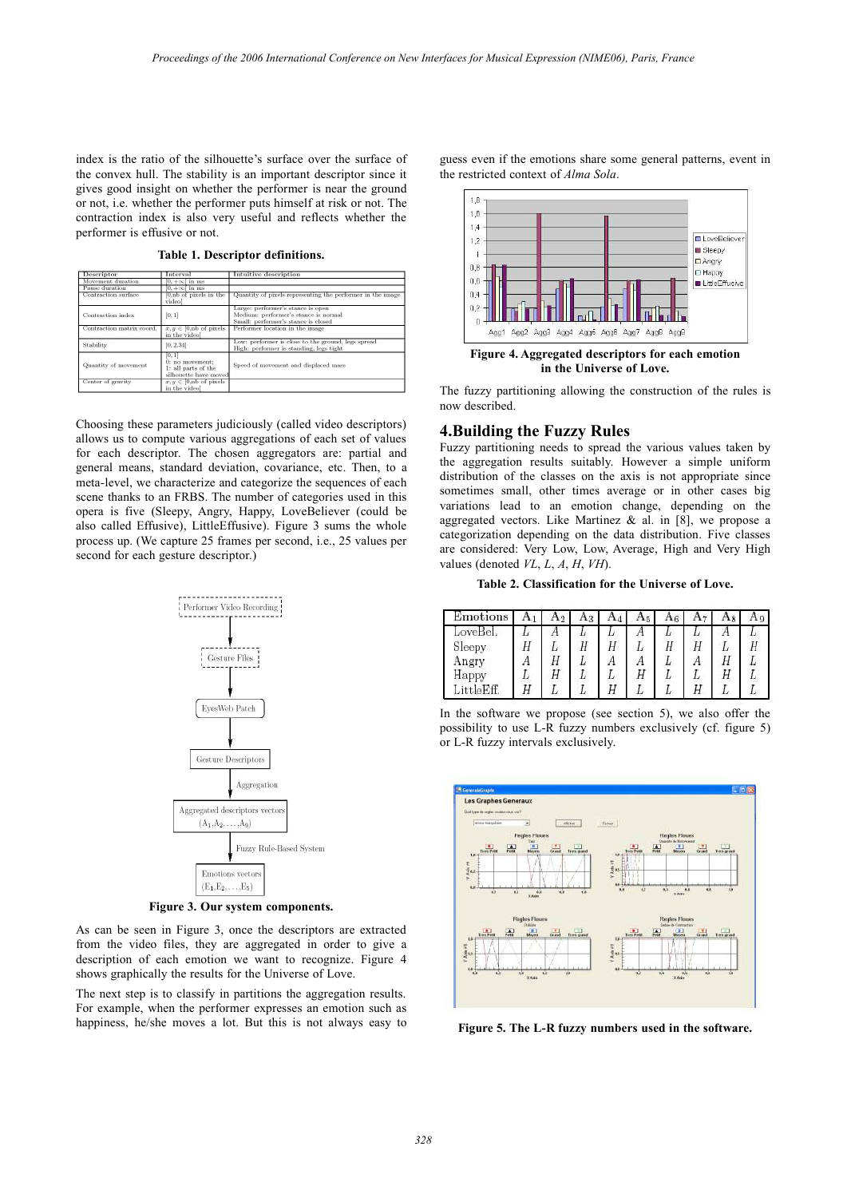index is the ratio of the silhouette's surface over the surface of the convex hull. The stability is an important descriptor since it gives good insight on whether the performer is near the ground or not, i.e. whether the performer puts himself at risk or not. The contraction index is also very useful and reflects whether the performer is effusive or not.

**Table 1. Descriptor definitions.**

| Descriptor | Interval | Intuitive description |
|---|---|---|
| Movement duration | $[0, +\infty[$ in ms | |
| Pause duration | $[0, +\infty[$ in ms | |
| Contraction surface | [0,nb of pixels in the video] | Quantity of pixels representing the performer in the image |
| Contraction index | [0, 1] | Large: performer's stance is open<br>Medium: performer's stance is normal<br>Small: performer's stance is closed |
| Contraction matrix coord. | $x, y \in$ [0,nb of pixels in the video] | Performer location in the image |
| Stability | [0, 2.34] | Low: performer is close to the ground, legs spread<br>High: performer is standing, legs tight |
| Quantity of movement | [0, 1]<br>0: no movement;<br>1: all parts of the silhouette have moved | Speed of movement and displaced mass |
| Center of gravity | $x, y \in$ [0,nb of pixels in the video] | |

Choosing these parameters judiciously (called video descriptors) allows us to compute various aggregations of each set of values for each descriptor. The chosen aggregators are: partial and general means, standard deviation, covariance, etc. Then, to a meta-level, we characterize and categorize the sequences of each scene thanks to an FRBS. The number of categories used in this opera is five (Sleepy, Angry, Happy, LoveBeliever (could be also called Effusive), LittleEffusive). Figure 3 sums the whole process up. (We capture 25 frames per second, i.e., 25 values per second for each gesture descriptor.)

Figure 3. Our system components.

As can be seen in Figure 3, once the descriptors are extracted from the video files, they are aggregated in order to give a description of each emotion we want to recognize. Figure 4 shows graphically the results for the Universe of Love.

The next step is to classify in partitions the aggregation results. For example, when the performer expresses an emotion such as happiness, he/she moves a lot. But this is not always easy to guess even if the emotions share some general patterns, event in the restricted context of *Alma Sola*.

**Figure 4. Aggregated descriptors for each emotion in the Universe of Love.**

The fuzzy partitioning allowing the construction of the rules is now described.

## 4. Building the Fuzzy Rules

Fuzzy partitioning needs to spread the various values taken by the aggregation results suitably. However a simple uniform distribution of the classes on the axis is not appropriate since sometimes small, other times average or in other cases big variations lead to an emotion change, depending on the aggregated vectors. Like Martinez & al. in [8], we propose a categorization depending on the data distribution. Five classes are considered: Very Low, Low, Average, High and Very High values (denoted *VL*, *L*, *A*, *H*, *VH*).

**Table 2. Classification for the Universe of Love.**

| Emotions | $A_1$ | $A_2$ | $A_3$ | $A_4$ | $A_5$ | $A_6$ | $A_7$ | $A_8$ | $A_9$ |
|---|---|---|---|---|---|---|---|---|---|
| LoveBel. | *L* | *A* | *L* | *L* | *A* | *L* | *L* | *A* | *L* |
| Sleepy | *H* | *L* | *H* | *H* | *L* | *H* | *H* | *L* | *H* |
| Angry | *A* | *H* | *L* | *A* | *A* | *L* | *A* | *H* | *L* |
| Happy | *L* | *H* | *L* | *L* | *H* | *L* | *L* | *H* | *L* |
| LittleEff. | *H* | *L* | *L* | *H* | *L* | *L* | *H* | *L* | *L* |

In the software we propose (see section 5), we also offer the possibility to use L-R fuzzy numbers exclusively (cf. figure 5) or L-R fuzzy intervals exclusively.

**Figure 5. The L-R fuzzy numbers used in the software.**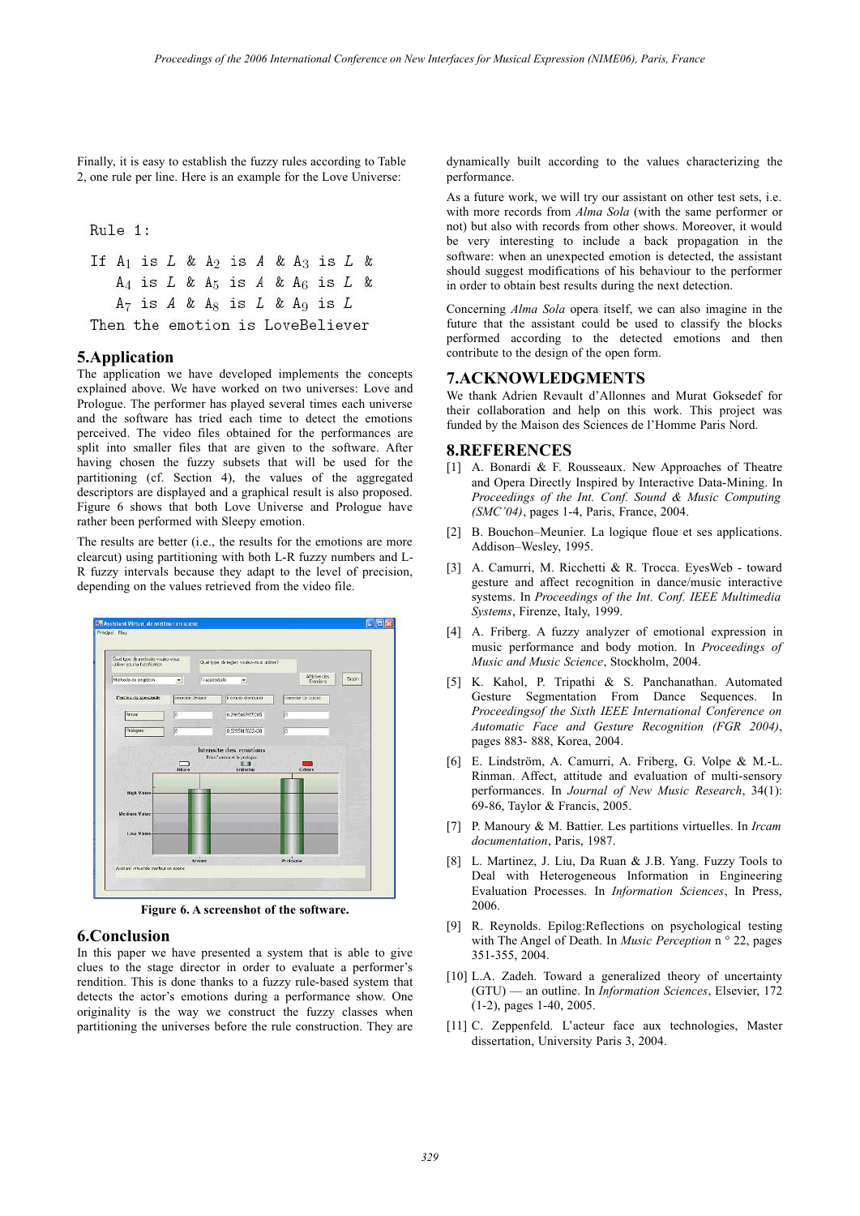Finally, it is easy to establish the fuzzy rules according to Table 2, one rule per line. Here is an example for the Love Universe:

Rule 1:

If $A_1$ is $L$ & $A_2$ is $A$ & $A_3$ is $L$ &
$A_4$ is $L$ & $A_5$ is $A$ & $A_6$ is $L$ &
$A_7$ is $A$ & $A_8$ is $L$ & $A_9$ is $L$
Then the emotion is LoveBeliever

## 5.Application

The application we have developed implements the concepts explained above. We have worked on two universes: Love and Prologue. The performer has played several times each universe and the software has tried each time to detect the emotions perceived. The video files obtained for the performances are split into smaller files that are given to the software. After having chosen the fuzzy subsets that will be used for the partitioning (cf. Section 4), the values of the aggregated descriptors are displayed and a graphical result is also proposed. Figure 6 shows that both Love Universe and Prologue have rather been performed with Sleepy emotion.

The results are better (i.e., the results for the emotions are more clearcut) using partitioning with both L-R fuzzy numbers and L-R fuzzy intervals because they adapt to the level of precision, depending on the values retrieved from the video file.

**Figure 6. A screenshot of the software.**

## 6.Conclusion

In this paper we have presented a system that is able to give clues to the stage director in order to evaluate a performer's rendition. This is done thanks to a fuzzy rule-based system that detects the actor's emotions during a performance show. One originality is the way we construct the fuzzy classes when partitioning the universes before the rule construction. They are dynamically built according to the values characterizing the performance.

As a future work, we will try our assistant on other test sets, i.e. with more records from *Alma Sola* (with the same performer or not) but also with records from other shows. Moreover, it would be very interesting to include a back propagation in the software: when an unexpected emotion is detected, the assistant should suggest modifications of his behaviour to the performer in order to obtain best results during the next detection.

Concerning *Alma Sola* opera itself, we can also imagine in the future that the assistant could be used to classify the blocks performed according to the detected emotions and then contribute to the design of the open form.

## 7.ACKNOWLEDGMENTS

We thank Adrien Revault d'Allonnes and Murat Goksedef for their collaboration and help on this work. This project was funded by the Maison des Sciences de l'Homme Paris Nord.

## 8.REFERENCES

[1] A. Bonardi & F. Rousseaux. New Approaches of Theatre and Opera Directly Inspired by Interactive Data-Mining. In *Proceedings of the Int. Conf. Sound & Music Computing (SMC'04)*, pages 1-4, Paris, France, 2004.

[2] B. Bouchon–Meunier. La logique floue et ses applications. Addison–Wesley, 1995.

[3] A. Camurri, M. Ricchetti & R. Trocca. EyesWeb - toward gesture and affect recognition in dance/music interactive systems. In *Proceedings of the Int. Conf. IEEE Multimedia Systems*, Firenze, Italy, 1999.

[4] A. Friberg. A fuzzy analyzer of emotional expression in music performance and body motion. In *Proceedings of Music and Music Science*, Stockholm, 2004.

[5] K. Kahol, P. Tripathi & S. Panchanathan. Automated Gesture Segmentation From Dance Sequences. In *Proceedingsof the Sixth IEEE International Conference on Automatic Face and Gesture Recognition (FGR 2004)*, pages 883- 888, Korea, 2004.

[6] E. Lindström, A. Camurri, A. Friberg, G. Volpe & M.-L. Rinman. Affect, attitude and evaluation of multi-sensory performances. In *Journal of New Music Research*, 34(1): 69-86, Taylor & Francis, 2005.

[7] P. Manoury & M. Battier. Les partitions virtuelles. In *Ircam documentation*, Paris, 1987.

[8] L. Martinez, J. Liu, Da Ruan & J.B. Yang. Fuzzy Tools to Deal with Heterogeneous Information in Engineering Evaluation Processes. In *Information Sciences*, In Press, 2006.

[9] R. Reynolds. Epilog:Reflections on psychological testing with The Angel of Death. In *Music Perception* n ° 22, pages 351-355, 2004.

[10] L.A. Zadeh. Toward a generalized theory of uncertainty (GTU) — an outline. In *Information Sciences*, Elsevier, 172 (1-2), pages 1-40, 2005.

[11] C. Zeppenfeld. L'acteur face aux technologies, Master dissertation, University Paris 3, 2004.